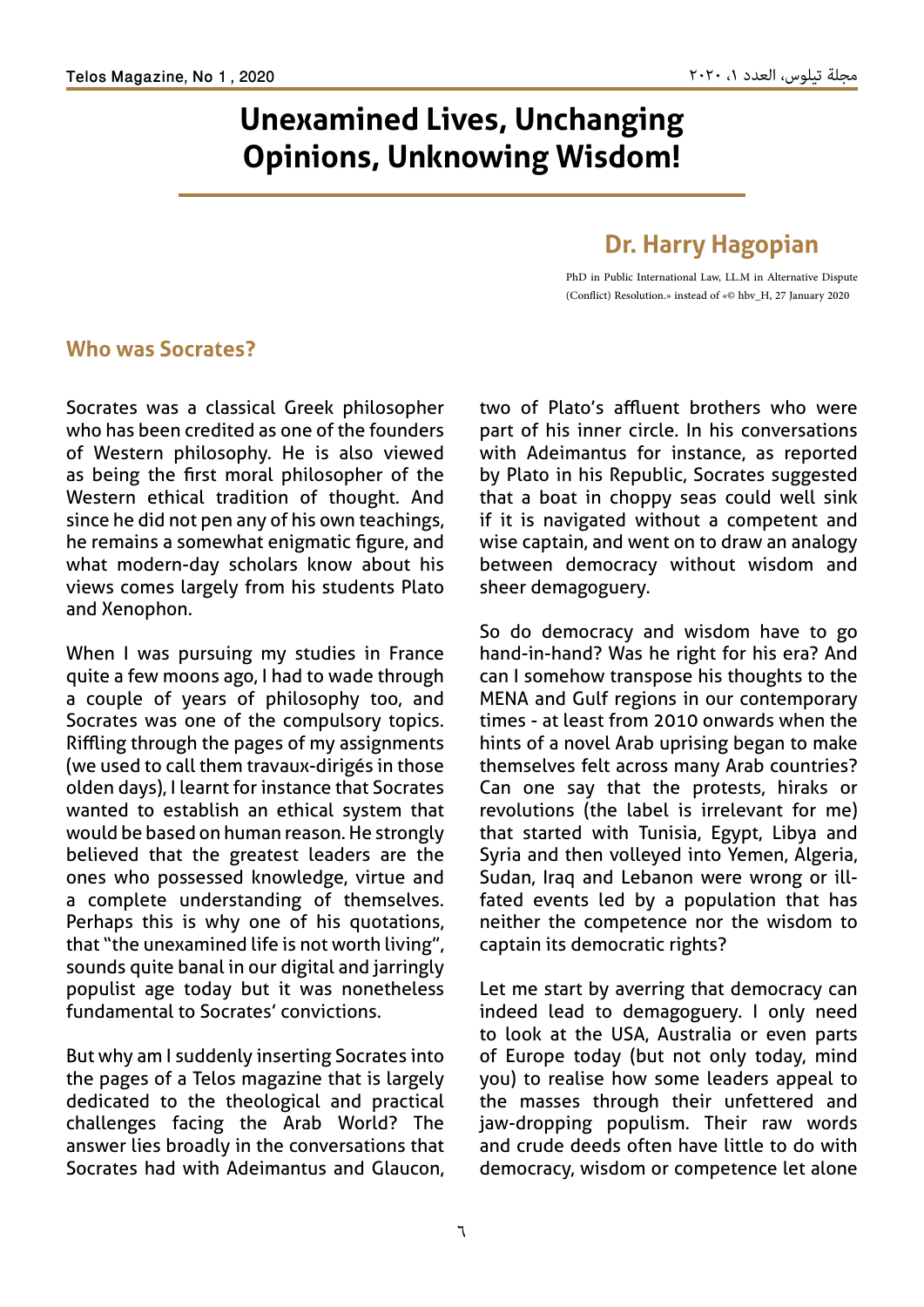# Unexamined Lives, Unchanging Opinions, Unknowing Wisdom!

## Dr. Harry Hagopian

PhD in Public International Law, LL.M in Alternative Dispute (Conflict) Resolution.» instead of «© hbv_H, 27 January 2020

### Who was Socrates?

Socrates was a classical Greek philosopher who has been credited as one of the founders of Western philosophy. He is also viewed as being the first moral philosopher of the Western ethical tradition of thought. And since he did not pen any of his own teachings, he remains a somewhat enigmatic figure, and what modern-day scholars know about his views comes largely from his students Plato and Xenophon.

When I was pursuing my studies in France quite a few moons ago, I had to wade through a couple of years of philosophy too, and Socrates was one of the compulsory topics. Riffling through the pages of my assignments (we used to call them travaux-dirigés in those olden days), I learnt for instance that Socrates wanted to establish an ethical system that would be based on human reason. He strongly believed that the greatest leaders are the ones who possessed knowledge, virtue and a complete understanding of themselves. Perhaps this is why one of his quotations, that "the unexamined life is not worth living", sounds quite banal in our digital and jarringly populist age today but it was nonetheless fundamental to Socrates' convictions.

But why am I suddenly inserting Socrates into the pages of a Telos magazine that is largely dedicated to the theological and practical challenges facing the Arab World? The answer lies broadly in the conversations that Socrates had with Adeimantus and Glaucon, two of Plato's affluent brothers who were part of his inner circle. In his conversations with Adeimantus for instance, as reported by Plato in his Republic, Socrates suggested that a boat in choppy seas could well sink if it is navigated without a competent and wise captain, and went on to draw an analogy between democracy without wisdom and sheer demagoguery.

So do democracy and wisdom have to go hand-in-hand? Was he right for his era? And can I somehow transpose his thoughts to the MENA and Gulf regions in our contemporary times - at least from 2010 onwards when the hints of a novel Arab uprising began to make themselves felt across many Arab countries? Can one say that the protests, hiraks or revolutions (the label is irrelevant for me) that started with Tunisia, Egypt, Libya and Syria and then volleyed into Yemen, Algeria, Sudan, Iraq and Lebanon were wrong or ill-fated events led by a population that has neither the competence nor the wisdom to captain its democratic rights?

Let me start by averring that democracy can indeed lead to demagoguery. I only need to look at the USA, Australia or even parts of Europe today (but not only today, mind you) to realise how some leaders appeal to the masses through their unfettered and jaw-dropping populism. Their raw words and crude deeds often have little to do with democracy, wisdom or competence let alone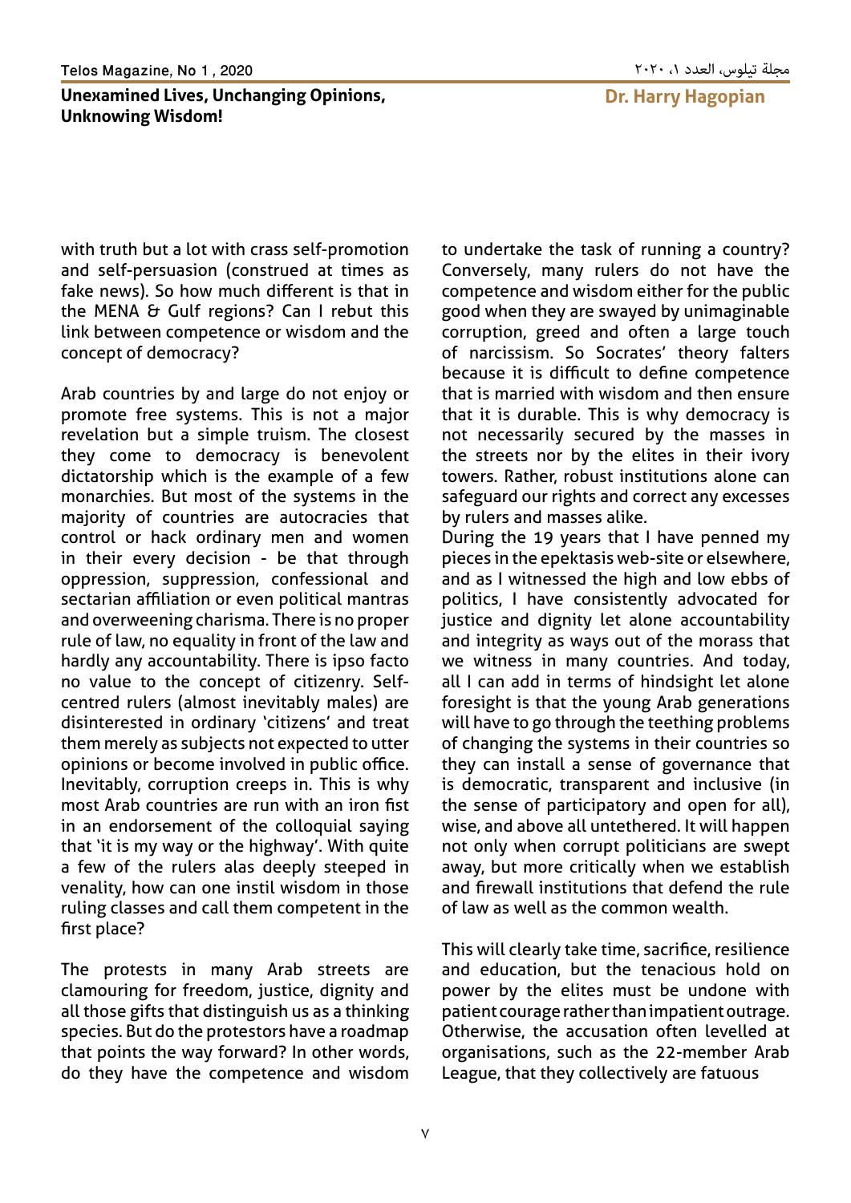with truth but a lot with crass self-promotion and self-persuasion (construed at times as fake news). So how much different is that in the MENA & Gulf regions? Can I rebut this link between competence or wisdom and the concept of democracy?

Arab countries by and large do not enjoy or promote free systems. This is not a major revelation but a simple truism. The closest they come to democracy is benevolent dictatorship which is the example of a few monarchies. But most of the systems in the majority of countries are autocracies that control or hack ordinary men and women in their every decision - be that through oppression, suppression, confessional and sectarian affiliation or even political mantras and overweening charisma. There is no proper rule of law, no equality in front of the law and hardly any accountability. There is ipso facto no value to the concept of citizenry. Self-centred rulers (almost inevitably males) are disinterested in ordinary 'citizens' and treat them merely as subjects not expected to utter opinions or become involved in public office. Inevitably, corruption creeps in. This is why most Arab countries are run with an iron fist in an endorsement of the colloquial saying that 'it is my way or the highway'. With quite a few of the rulers alas deeply steeped in venality, how can one instil wisdom in those ruling classes and call them competent in the first place?

The protests in many Arab streets are clamouring for freedom, justice, dignity and all those gifts that distinguish us as a thinking species. But do the protestors have a roadmap that points the way forward? In other words, do they have the competence and wisdom to undertake the task of running a country? Conversely, many rulers do not have the competence and wisdom either for the public good when they are swayed by unimaginable corruption, greed and often a large touch of narcissism. So Socrates' theory falters because it is difficult to define competence that is married with wisdom and then ensure that it is durable. This is why democracy is not necessarily secured by the masses in the streets nor by the elites in their ivory towers. Rather, robust institutions alone can safeguard our rights and correct any excesses by rulers and masses alike.

During the 19 years that I have penned my pieces in the epektasis web-site or elsewhere, and as I witnessed the high and low ebbs of politics, I have consistently advocated for justice and dignity let alone accountability and integrity as ways out of the morass that we witness in many countries. And today, all I can add in terms of hindsight let alone foresight is that the young Arab generations will have to go through the teething problems of changing the systems in their countries so they can install a sense of governance that is democratic, transparent and inclusive (in the sense of participatory and open for all), wise, and above all untethered. It will happen not only when corrupt politicians are swept away, but more critically when we establish and firewall institutions that defend the rule of law as well as the common wealth.

This will clearly take time, sacrifice, resilience and education, but the tenacious hold on power by the elites must be undone with patient courage rather than impatient outrage. Otherwise, the accusation often levelled at organisations, such as the 22-member Arab League, that they collectively are fatuous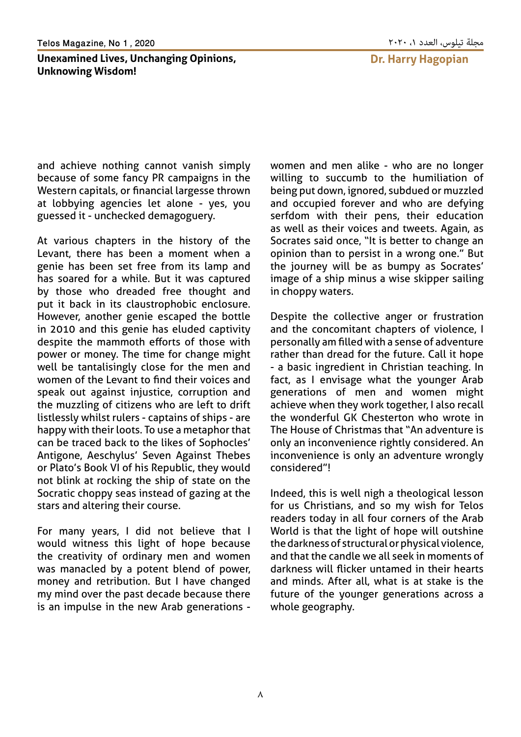and achieve nothing cannot vanish simply because of some fancy PR campaigns in the Western capitals, or financial largesse thrown at lobbying agencies let alone - yes, you guessed it - unchecked demagoguery.

At various chapters in the history of the Levant, there has been a moment when a genie has been set free from its lamp and has soared for a while. But it was captured by those who dreaded free thought and put it back in its claustrophobic enclosure. However, another genie escaped the bottle in 2010 and this genie has eluded captivity despite the mammoth efforts of those with power or money. The time for change might well be tantalisingly close for the men and women of the Levant to find their voices and speak out against injustice, corruption and the muzzling of citizens who are left to drift listlessly whilst rulers - captains of ships - are happy with their loots. To use a metaphor that can be traced back to the likes of Sophocles' Antigone, Aeschylus' Seven Against Thebes or Plato's Book VI of his Republic, they would not blink at rocking the ship of state on the Socratic choppy seas instead of gazing at the stars and altering their course.

For many years, I did not believe that I would witness this light of hope because the creativity of ordinary men and women was manacled by a potent blend of power, money and retribution. But I have changed my mind over the past decade because there is an impulse in the new Arab generations - women and men alike - who are no longer willing to succumb to the humiliation of being put down, ignored, subdued or muzzled and occupied forever and who are defying serfdom with their pens, their education as well as their voices and tweets. Again, as Socrates said once, "It is better to change an opinion than to persist in a wrong one." But the journey will be as bumpy as Socrates' image of a ship minus a wise skipper sailing in choppy waters.

Despite the collective anger or frustration and the concomitant chapters of violence, I personally am filled with a sense of adventure rather than dread for the future. Call it hope - a basic ingredient in Christian teaching. In fact, as I envisage what the younger Arab generations of men and women might achieve when they work together, I also recall the wonderful GK Chesterton who wrote in The House of Christmas that "An adventure is only an inconvenience rightly considered. An inconvenience is only an adventure wrongly considered"!

Indeed, this is well nigh a theological lesson for us Christians, and so my wish for Telos readers today in all four corners of the Arab World is that the light of hope will outshine the darkness of structural or physical violence, and that the candle we all seek in moments of darkness will flicker untamed in their hearts and minds. After all, what is at stake is the future of the younger generations across a whole geography.